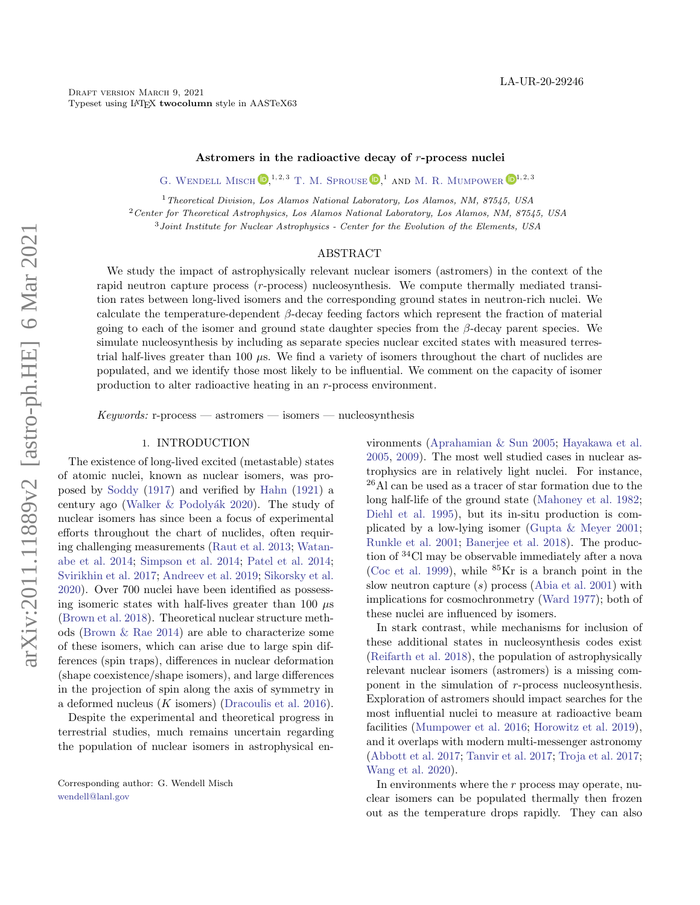LA-UR-20-29246

# Astromers in the radioactive decay of $r$-process nuclei

G. Wendell Misch[1,2,3], T. M. Sprouse[1], and M. R. Mumpower[1,2,3]

[1] Theoretical Division, Los Alamos National Laboratory, Los Alamos, NM, 87545, USA

[2] Center for Theoretical Astrophysics, Los Alamos National Laboratory, Los Alamos, NM, 87545, USA

[3] Joint Institute for Nuclear Astrophysics - Center for the Evolution of the Elements, USA

## ABSTRACT

We study the impact of astrophysically relevant nuclear isomers (astromers) in the context of the rapid neutron capture process ($r$-process) nucleosynthesis. We compute thermally mediated transition rates between long-lived isomers and the corresponding ground states in neutron-rich nuclei. We calculate the temperature-dependent $\beta$-decay feeding factors which represent the fraction of material going to each of the isomer and ground state daughter species from the $\beta$-decay parent species. We simulate nucleosynthesis by including as separate species nuclear excited states with measured terrestrial half-lives greater than 100 $\mu$s. We find a variety of isomers throughout the chart of nuclides are populated, and we identify those most likely to be influential. We comment on the capacity of isomer production to alter radioactive heating in an $r$-process environment.

*Keywords:* r-process — astromers — isomers — nucleosynthesis

## 1. INTRODUCTION

The existence of long-lived excited (metastable) states of atomic nuclei, known as nuclear isomers, was proposed by Soddy (1917) and verified by Hahn (1921) a century ago (Walker & Podolyák 2020). The study of nuclear isomers has since been a focus of experimental efforts throughout the chart of nuclides, often requiring challenging measurements (Raut et al. 2013; Watanabe et al. 2014; Simpson et al. 2014; Patel et al. 2014; Svirikhin et al. 2017; Andreev et al. 2019; Sikorsky et al. 2020). Over 700 nuclei have been identified as possessing isomeric states with half-lives greater than 100 $\mu$s (Brown et al. 2018). Theoretical nuclear structure methods (Brown & Rae 2014) are able to characterize some of these isomers, which can arise due to large spin differences (spin traps), differences in nuclear deformation (shape coexistence/shape isomers), and large differences in the projection of spin along the axis of symmetry in a deformed nucleus ($K$ isomers) (Dracoulis et al. 2016).

Despite the experimental and theoretical progress in terrestrial studies, much remains uncertain regarding the population of nuclear isomers in astrophysical environments (Aprahamian & Sun 2005; Hayakawa et al. 2005, 2009). The most well studied cases in nuclear astrophysics are in relatively light nuclei. For instance, $^{26}$Al can be used as a tracer of star formation due to the long half-life of the ground state (Mahoney et al. 1982; Diehl et al. 1995), but its in-situ production is complicated by a low-lying isomer (Gupta & Meyer 2001; Runkle et al. 2001; Banerjee et al. 2018). The production of $^{34}$Cl may be observable immediately after a nova (Coc et al. 1999), while $^{85}$Kr is a branch point in the slow neutron capture ($s$) process (Abia et al. 2001) with implications for cosmochronometry (Ward 1977); both of these nuclei are influenced by isomers.

In stark contrast, while mechanisms for inclusion of these additional states in nucleosynthesis codes exist (Reifarth et al. 2018), the population of astrophysically relevant nuclear isomers (astromers) is a missing component in the simulation of $r$-process nucleosynthesis. Exploration of astromers should impact searches for the most influential nuclei to measure at radioactive beam facilities (Mumpower et al. 2016; Horowitz et al. 2019), and it overlaps with modern multi-messenger astronomy (Abbott et al. 2017; Tanvir et al. 2017; Troja et al. 2017; Wang et al. 2020).

In environments where the $r$ process may operate, nuclear isomers can be populated thermally then frozen out as the temperature drops rapidly. They can also

Corresponding author: G. Wendell Misch
wendell@lanl.gov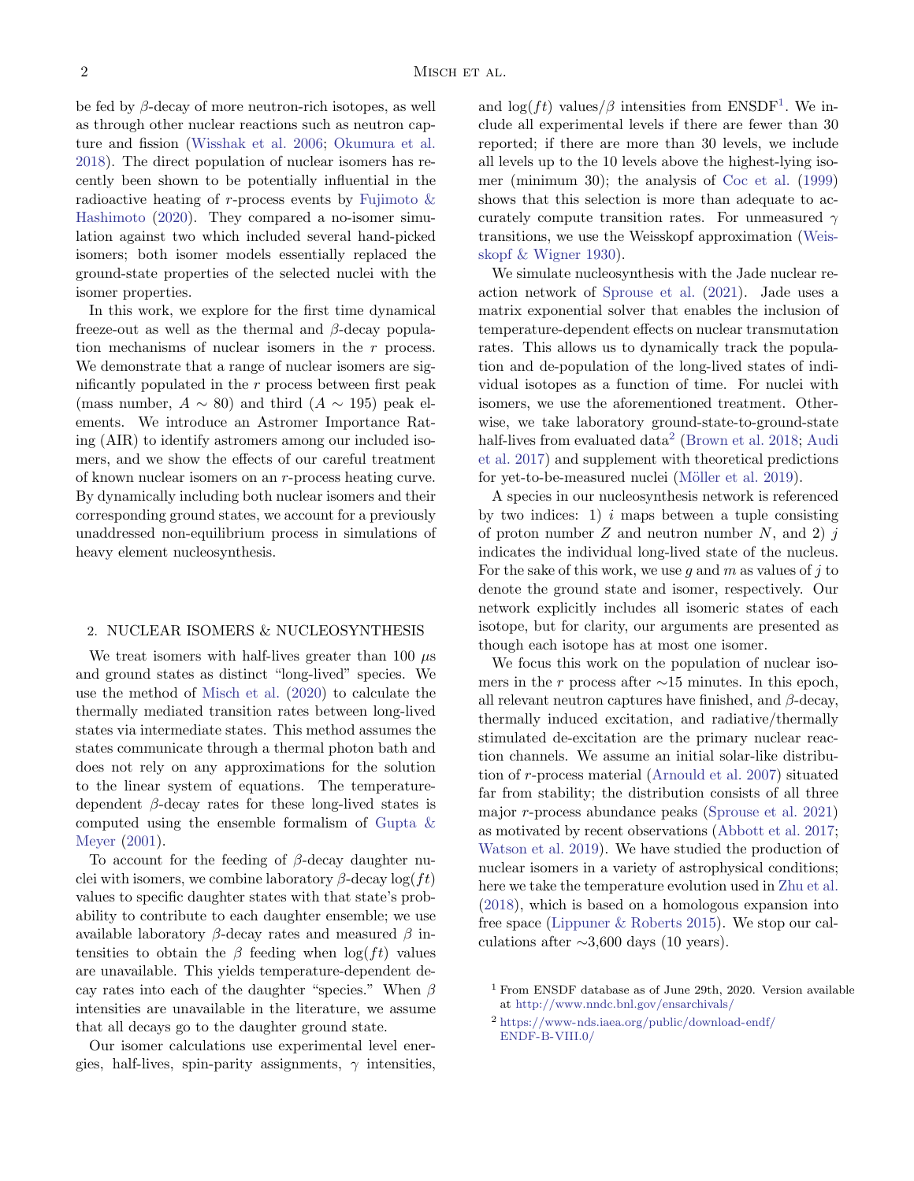be fed by $\beta$-decay of more neutron-rich isotopes, as well as through other nuclear reactions such as neutron capture and fission (Wisshak et al. 2006; Okumura et al. 2018). The direct population of nuclear isomers has recently been shown to be potentially influential in the radioactive heating of $r$-process events by Fujimoto & Hashimoto (2020). They compared a no-isomer simulation against two which included several hand-picked isomers; both isomer models essentially replaced the ground-state properties of the selected nuclei with the isomer properties.

In this work, we explore for the first time dynamical freeze-out as well as the thermal and $\beta$-decay population mechanisms of nuclear isomers in the $r$ process. We demonstrate that a range of nuclear isomers are significantly populated in the $r$ process between first peak (mass number, $A \sim 80$) and third ($A \sim 195$) peak elements. We introduce an Astromer Importance Rating (AIR) to identify astromers among our included isomers, and we show the effects of our careful treatment of known nuclear isomers on an $r$-process heating curve. By dynamically including both nuclear isomers and their corresponding ground states, we account for a previously unaddressed non-equilibrium process in simulations of heavy element nucleosynthesis.

## 2. NUCLEAR ISOMERS & NUCLEOSYNTHESIS

We treat isomers with half-lives greater than 100 $\mu$s and ground states as distinct "long-lived" species. We use the method of Misch et al. (2020) to calculate the thermally mediated transition rates between long-lived states via intermediate states. This method assumes the states communicate through a thermal photon bath and does not rely on any approximations for the solution to the linear system of equations. The temperature-dependent $\beta$-decay rates for these long-lived states is computed using the ensemble formalism of Gupta & Meyer (2001).

To account for the feeding of $\beta$-decay daughter nuclei with isomers, we combine laboratory $\beta$-decay $\log(ft)$ values to specific daughter states with that state's probability to contribute to each daughter ensemble; we use available laboratory $\beta$-decay rates and measured $\beta$ intensities to obtain the $\beta$ feeding when $\log(ft)$ values are unavailable. This yields temperature-dependent decay rates into each of the daughter "species." When $\beta$ intensities are unavailable in the literature, we assume that all decays go to the daughter ground state.

Our isomer calculations use experimental level energies, half-lives, spin-parity assignments, $\gamma$ intensities, and $\log(ft)$ values/$\beta$ intensities from ENSDF[1]. We include all experimental levels if there are fewer than 30 reported; if there are more than 30 levels, we include all levels up to the 10 levels above the highest-lying isomer (minimum 30); the analysis of Coc et al. (1999) shows that this selection is more than adequate to accurately compute transition rates. For unmeasured $\gamma$ transitions, we use the Weisskopf approximation (Weisskopf & Wigner 1930).

We simulate nucleosynthesis with the Jade nuclear reaction network of Sprouse et al. (2021). Jade uses a matrix exponential solver that enables the inclusion of temperature-dependent effects on nuclear transmutation rates. This allows us to dynamically track the population and de-population of the long-lived states of individual isotopes as a function of time. For nuclei with isomers, we use the aforementioned treatment. Otherwise, we take laboratory ground-state-to-ground-state half-lives from evaluated data[2] (Brown et al. 2018; Audi et al. 2017) and supplement with theoretical predictions for yet-to-be-measured nuclei (Möller et al. 2019).

A species in our nucleosynthesis network is referenced by two indices: 1) $i$ maps between a tuple consisting of proton number $Z$ and neutron number $N$, and 2) $j$ indicates the individual long-lived state of the nucleus. For the sake of this work, we use $g$ and $m$ as values of $j$ to denote the ground state and isomer, respectively. Our network explicitly includes all isomeric states of each isotope, but for clarity, our arguments are presented as though each isotope has at most one isomer.

We focus this work on the population of nuclear isomers in the $r$ process after $\sim$15 minutes. In this epoch, all relevant neutron captures have finished, and $\beta$-decay, thermally induced excitation, and radiative/thermally stimulated de-excitation are the primary nuclear reaction channels. We assume an initial solar-like distribution of $r$-process material (Arnould et al. 2007) situated far from stability; the distribution consists of all three major $r$-process abundance peaks (Sprouse et al. 2021) as motivated by recent observations (Abbott et al. 2017; Watson et al. 2019). We have studied the production of nuclear isomers in a variety of astrophysical conditions; here we take the temperature evolution used in Zhu et al. (2018), which is based on a homologous expansion into free space (Lippuner & Roberts 2015). We stop our calculations after $\sim$3,600 days (10 years).

[1] From ENSDF database as of June 29th, 2020. Version available at http://www.nndc.bnl.gov/ensarchivals/

[2] https://www-nds.iaea.org/public/download-endf/ENDF-B-VIII.0/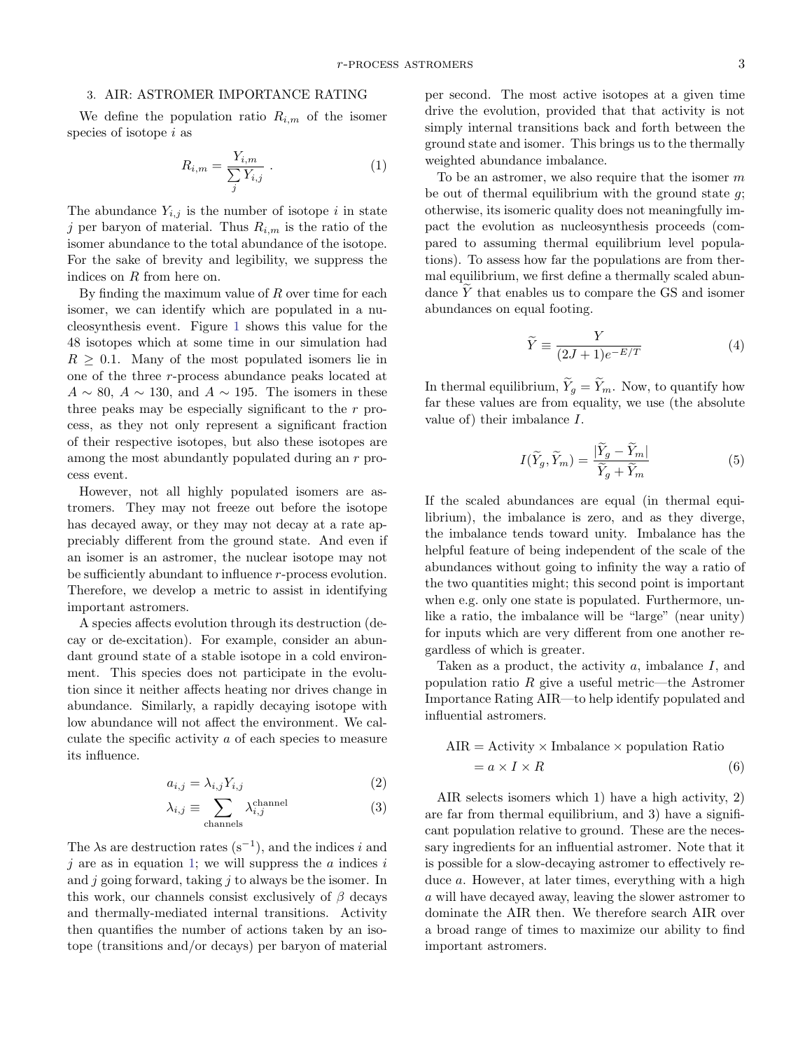## 3. AIR: ASTROMER IMPORTANCE RATING

We define the population ratio $R_{i,m}$ of the isomer species of isotope $i$ as

$$R_{i,m} = \frac{Y_{i,m}}{\sum_{j} Y_{i,j}} \; . \tag{1}$$

The abundance $Y_{i,j}$ is the number of isotope $i$ in state $j$ per baryon of material. Thus $R_{i,m}$ is the ratio of the isomer abundance to the total abundance of the isotope. For the sake of brevity and legibility, we suppress the indices on $R$ from here on.

By finding the maximum value of $R$ over time for each isomer, we can identify which are populated in a nucleosynthesis event. Figure 1 shows this value for the 48 isotopes which at some time in our simulation had $R \geq 0.1$. Many of the most populated isomers lie in one of the three $r$-process abundance peaks located at $A \sim 80$, $A \sim 130$, and $A \sim 195$. The isomers in these three peaks may be especially significant to the $r$ process, as they not only represent a significant fraction of their respective isotopes, but also these isotopes are among the most abundantly populated during an $r$ process event.

However, not all highly populated isomers are astromers. They may not freeze out before the isotope has decayed away, or they may not decay at a rate appreciably different from the ground state. And even if an isomer is an astromer, the nuclear isotope may not be sufficiently abundant to influence $r$-process evolution. Therefore, we develop a metric to assist in identifying important astromers.

A species affects evolution through its destruction (decay or de-excitation). For example, consider an abundant ground state of a stable isotope in a cold environment. This species does not participate in the evolution since it neither affects heating nor drives change in abundance. Similarly, a rapidly decaying isotope with low abundance will not affect the environment. We calculate the specific activity $a$ of each species to measure its influence.

$$a_{i,j} = \lambda_{i,j} Y_{i,j} \tag{2}$$

$$\lambda_{i,j} \equiv \sum_{\text{channels}} \lambda_{i,j}^{\text{channel}} \tag{3}$$

The $\lambda$s are destruction rates ($\text{s}^{-1}$), and the indices $i$ and $j$ are as in equation 1; we will suppress the $a$ indices $i$ and $j$ going forward, taking $j$ to always be the isomer. In this work, our channels consist exclusively of $\beta$ decays and thermally-mediated internal transitions. Activity then quantifies the number of actions taken by an isotope (transitions and/or decays) per baryon of material per second. The most active isotopes at a given time drive the evolution, provided that that activity is not simply internal transitions back and forth between the ground state and isomer. This brings us to the thermally weighted abundance imbalance.

To be an astromer, we also require that the isomer $m$ be out of thermal equilibrium with the ground state $g$; otherwise, its isomeric quality does not meaningfully impact the evolution as nucleosynthesis proceeds (compared to assuming thermal equilibrium level populations). To assess how far the populations are from thermal equilibrium, we first define a thermally scaled abundance $\widetilde{Y}$ that enables us to compare the GS and isomer abundances on equal footing.

$$\widetilde{Y} \equiv \frac{Y}{(2J+1)e^{-E/T}} \tag{4}$$

In thermal equilibrium, $\widetilde{Y}_g = \widetilde{Y}_m$. Now, to quantify how far these values are from equality, we use (the absolute value of) their imbalance $I$.

$$I(\widetilde{Y}_g, \widetilde{Y}_m) = \frac{|\widetilde{Y}_g - \widetilde{Y}_m|}{\widetilde{Y}_g + \widetilde{Y}_m} \tag{5}$$

If the scaled abundances are equal (in thermal equilibrium), the imbalance is zero, and as they diverge, the imbalance tends toward unity. Imbalance has the helpful feature of being independent of the scale of the abundances without going to infinity the way a ratio of the two quantities might; this second point is important when e.g. only one state is populated. Furthermore, unlike a ratio, the imbalance will be "large" (near unity) for inputs which are very different from one another regardless of which is greater.

Taken as a product, the activity $a$, imbalance $I$, and population ratio $R$ give a useful metric—the Astromer Importance Rating AIR—to help identify populated and influential astromers.

$$\begin{aligned} \text{AIR} &= \text{Activity} \times \text{Imbalance} \times \text{population Ratio} \\ &= a \times I \times R \end{aligned} \tag{6}$$

AIR selects isomers which 1) have a high activity, 2) are far from thermal equilibrium, and 3) have a significant population relative to ground. These are the necessary ingredients for an influential astromer. Note that it is possible for a slow-decaying astromer to effectively reduce $a$. However, at later times, everything with a high $a$ will have decayed away, leaving the slower astromer to dominate the AIR then. We therefore search AIR over a broad range of times to maximize our ability to find important astromers.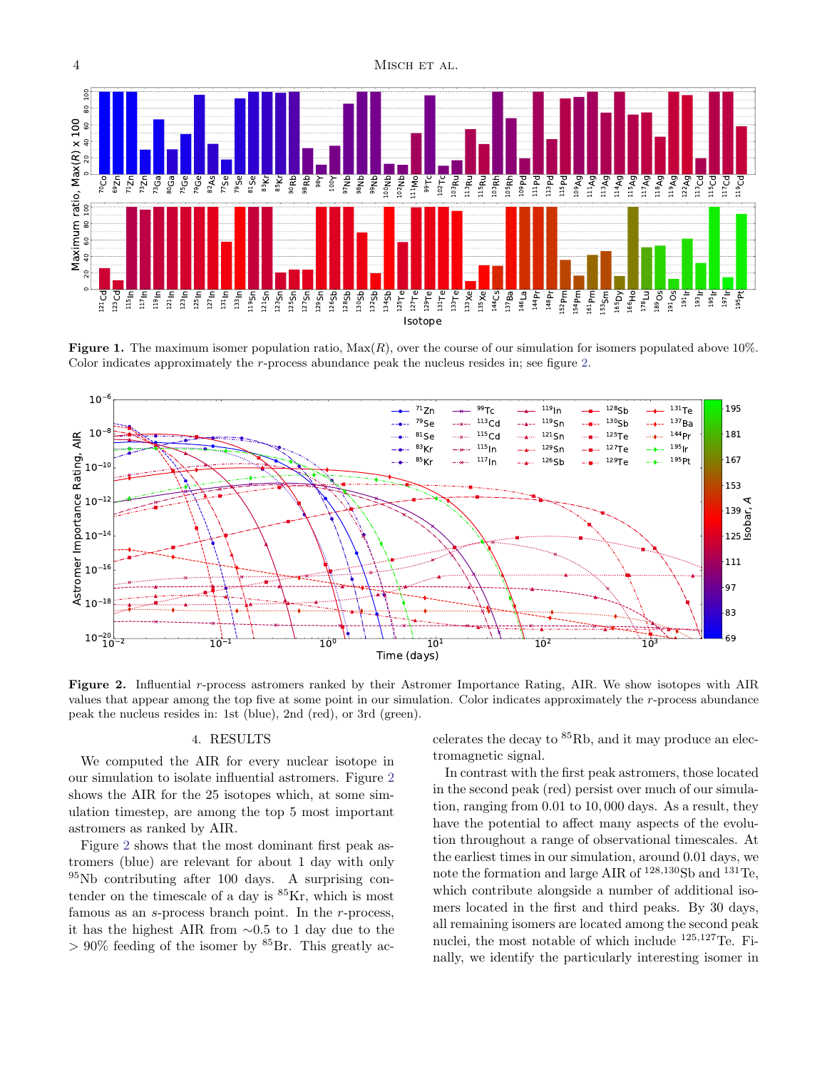**Figure 1.** The maximum isomer population ratio, Max($R$), over the course of our simulation for isomers populated above 10%. Color indicates approximately the $r$-process abundance peak the nucleus resides in; see figure 2.

**Figure 2.** Influential $r$-process astromers ranked by their Astromer Importance Rating, AIR. We show isotopes with AIR values that appear among the top five at some point in our simulation. Color indicates approximately the $r$-process abundance peak the nucleus resides in: 1st (blue), 2nd (red), or 3rd (green).

## 4. RESULTS

We computed the AIR for every nuclear isotope in our simulation to isolate influential astromers. Figure 2 shows the AIR for the 25 isotopes which, at some simulation timestep, are among the top 5 most important astromers as ranked by AIR.

Figure 2 shows that the most dominant first peak astromers (blue) are relevant for about 1 day with only $^{95}$Nb contributing after 100 days. A surprising contender on the timescale of a day is $^{85}$Kr, which is most famous as an $s$-process branch point. In the $r$-process, it has the highest AIR from $\sim$0.5 to 1 day due to the $> 90\%$ feeding of the isomer by $^{85}$Br. This greatly accelerates the decay to $^{85}$Rb, and it may produce an electromagnetic signal.

In contrast with the first peak astromers, those located in the second peak (red) persist over much of our simulation, ranging from 0.01 to 10,000 days. As a result, they have the potential to affect many aspects of the evolution of the ejecta throughout a range of observational timescales. At the earliest times in our simulation, around 0.01 days, we note the formation and large AIR of $^{128,130}$Sb and $^{131}$Te, which contribute alongside a number of additional isomers located in the first and third peaks. By 30 days, all remaining isomers are located among the second peak nuclei, the most notable of which include $^{125,127}$Te. Finally, we identify the particularly interesting isomer in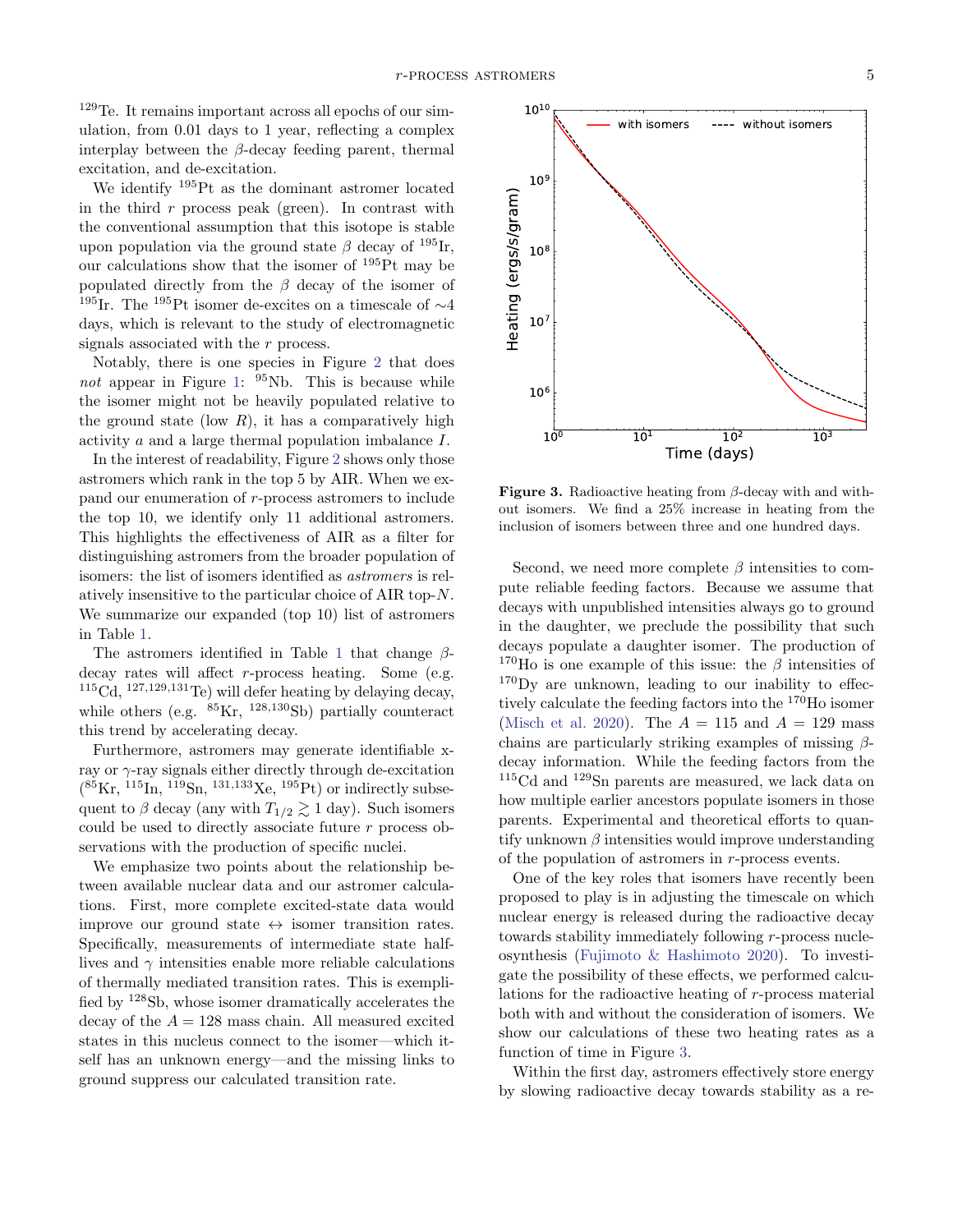$^{129}$Te. It remains important across all epochs of our simulation, from 0.01 days to 1 year, reflecting a complex interplay between the $\beta$-decay feeding parent, thermal excitation, and de-excitation.

We identify $^{195}$Pt as the dominant astromer located in the third $r$ process peak (green). In contrast with the conventional assumption that this isotope is stable upon population via the ground state $\beta$ decay of $^{195}$Ir, our calculations show that the isomer of $^{195}$Pt may be populated directly from the $\beta$ decay of the isomer of $^{195}$Ir. The $^{195}$Pt isomer de-excites on a timescale of $\sim$4 days, which is relevant to the study of electromagnetic signals associated with the $r$ process.

Notably, there is one species in Figure 2 that does *not* appear in Figure 1: $^{95}$Nb. This is because while the isomer might not be heavily populated relative to the ground state (low $R$), it has a comparatively high activity $a$ and a large thermal population imbalance $I$.

In the interest of readability, Figure 2 shows only those astromers which rank in the top 5 by AIR. When we expand our enumeration of $r$-process astromers to include the top 10, we identify only 11 additional astromers. This highlights the effectiveness of AIR as a filter for distinguishing astromers from the broader population of isomers: the list of isomers identified as *astromers* is relatively insensitive to the particular choice of AIR top-$N$. We summarize our expanded (top 10) list of astromers in Table 1.

The astromers identified in Table 1 that change $\beta$-decay rates will affect $r$-process heating. Some (e.g. $^{115}$Cd, $^{127,129,131}$Te) will defer heating by delaying decay, while others (e.g. $^{85}$Kr, $^{128,130}$Sb) partially counteract this trend by accelerating decay.

Furthermore, astromers may generate identifiable x-ray or $\gamma$-ray signals either directly through de-excitation ($^{85}$Kr, $^{115}$In, $^{119}$Sn, $^{131,133}$Xe, $^{195}$Pt) or indirectly subsequent to $\beta$ decay (any with $T_{1/2} \gtrsim 1$ day). Such isomers could be used to directly associate future $r$ process observations with the production of specific nuclei.

We emphasize two points about the relationship between available nuclear data and our astromer calculations. First, more complete excited-state data would improve our ground state $\leftrightarrow$ isomer transition rates. Specifically, measurements of intermediate state half-lives and $\gamma$ intensities enable more reliable calculations of thermally mediated transition rates. This is exemplified by $^{128}$Sb, whose isomer dramatically accelerates the decay of the $A = 128$ mass chain. All measured excited states in this nucleus connect to the isomer—which itself has an unknown energy—and the missing links to ground suppress our calculated transition rate.

**Figure 3.** Radioactive heating from $\beta$-decay with and without isomers. We find a 25% increase in heating from the inclusion of isomers between three and one hundred days.

Second, we need more complete $\beta$ intensities to compute reliable feeding factors. Because we assume that decays with unpublished intensities always go to ground in the daughter, we preclude the possibility that such decays populate a daughter isomer. The production of $^{170}$Ho is one example of this issue: the $\beta$ intensities of $^{170}$Dy are unknown, leading to our inability to effectively calculate the feeding factors into the $^{170}$Ho isomer (Misch et al. 2020). The $A = 115$ and $A = 129$ mass chains are particularly striking examples of missing $\beta$-decay information. While the feeding factors from the $^{115}$Cd and $^{129}$Sn parents are measured, we lack data on how multiple earlier ancestors populate isomers in those parents. Experimental and theoretical efforts to quantify unknown $\beta$ intensities would improve understanding of the population of astromers in $r$-process events.

One of the key roles that isomers have recently been proposed to play is in adjusting the timescale on which nuclear energy is released during the radioactive decay towards stability immediately following $r$-process nucleosynthesis (Fujimoto & Hashimoto 2020). To investigate the possibility of these effects, we performed calculations for the radioactive heating of $r$-process material both with and without the consideration of isomers. We show our calculations of these two heating rates as a function of time in Figure 3.

Within the first day, astromers effectively store energy by slowing radioactive decay towards stability as a re-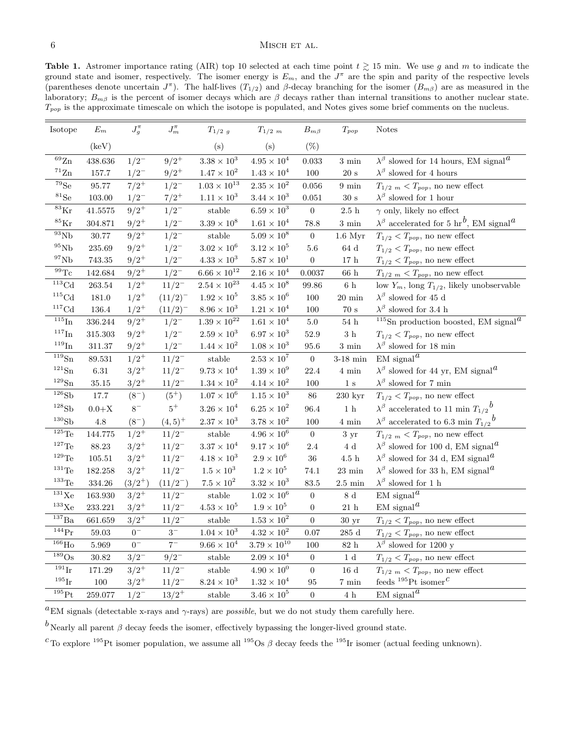**Table 1.** Astromer importance rating (AIR) top 10 selected at each time point $t \gtrsim 15$ min. We use $g$ and $m$ to indicate the ground state and isomer, respectively. The isomer energy is $E_m$, and the $J^\pi$ are the spin and parity of the respective levels (parentheses denote uncertain $J^\pi$). The half-lives ($T_{1/2}$) and $\beta$-decay branching for the isomer ($B_{m\beta}$) are as measured in the laboratory; $B_{m\beta}$ is the percent of isomer decays which are $\beta$ decays rather than internal transitions to another nuclear state. $T_{pop}$ is the approximate timescale on which the isotope is populated, and Notes gives some brief comments on the nucleus.

| Isotope | $E_m$ | $J^\pi_g$ | $J^\pi_m$ | $T_{1/2\ g}$ | $T_{1/2\ m}$ | $B_{m\beta}$ | $T_{pop}$ | Notes |
|---|---|---|---|---|---|---|---|---|
| | (keV) | | | (s) | (s) | (%) | | |
| $^{69}$Zn | 438.636 | $1/2^-$ | $9/2^+$ | $3.38 \times 10^3$ | $4.95 \times 10^4$ | 0.033 | 3 min | $\lambda^\beta$ slowed for 14 hours, EM signal[a] |
| $^{71}$Zn | 157.7 | $1/2^-$ | $9/2^+$ | $1.47 \times 10^2$ | $1.43 \times 10^4$ | 100 | 20 s | $\lambda^\beta$ slowed for 4 hours |
| $^{79}$Se | 95.77 | $7/2^+$ | $1/2^-$ | $1.03 \times 10^{13}$ | $2.35 \times 10^2$ | 0.056 | 9 min | $T_{1/2\ m} < T_{pop}$, no new effect |
| $^{81}$Se | 103.00 | $1/2^-$ | $7/2^+$ | $1.11 \times 10^3$ | $3.44 \times 10^3$ | 0.051 | 30 s | $\lambda^\beta$ slowed for 1 hour |
| $^{83}$Kr | 41.5575 | $9/2^+$ | $1/2^-$ | stable | $6.59 \times 10^3$ | 0 | 2.5 h | $\gamma$ only, likely no effect |
| $^{85}$Kr | 304.871 | $9/2^+$ | $1/2^-$ | $3.39 \times 10^8$ | $1.61 \times 10^4$ | 78.8 | 3 min | $\lambda^\beta$ accelerated for 5 hr[b], EM signal[a] |
| $^{93}$Nb | 30.77 | $9/2^+$ | $1/2^-$ | stable | $5.09 \times 10^8$ | 0 | 1.6 Myr | $T_{1/2} < T_{pop}$, no new effect |
| $^{95}$Nb | 235.69 | $9/2^+$ | $1/2^-$ | $3.02 \times 10^6$ | $3.12 \times 10^5$ | 5.6 | 64 d | $T_{1/2} < T_{pop}$, no new effect |
| $^{97}$Nb | 743.35 | $9/2^+$ | $1/2^-$ | $4.33 \times 10^3$ | $5.87 \times 10^1$ | 0 | 17 h | $T_{1/2} < T_{pop}$, no new effect |
| $^{99}$Tc | 142.684 | $9/2^+$ | $1/2^-$ | $6.66 \times 10^{12}$ | $2.16 \times 10^4$ | 0.0037 | 66 h | $T_{1/2\ m} < T_{pop}$, no new effect |
| $^{113}$Cd | 263.54 | $1/2^+$ | $11/2^-$ | $2.54 \times 10^{23}$ | $4.45 \times 10^8$ | 99.86 | 6 h | low $Y_m$, long $T_{1/2}$, likely unobservable |
| $^{115}$Cd | 181.0 | $1/2^+$ | $(11/2)^-$ | $1.92 \times 10^5$ | $3.85 \times 10^6$ | 100 | 20 min | $\lambda^\beta$ slowed for 45 d |
| $^{117}$Cd | 136.4 | $1/2^+$ | $(11/2)^-$ | $8.96 \times 10^3$ | $1.21 \times 10^4$ | 100 | 70 s | $\lambda^\beta$ slowed for 3.4 h |
| $^{115}$In | 336.244 | $9/2^+$ | $1/2^-$ | $1.39 \times 10^{22}$ | $1.61 \times 10^4$ | 5.0 | 54 h | $^{115}$Sn production boosted, EM signal[a] |
| $^{117}$In | 315.303 | $9/2^+$ | $1/2^-$ | $2.59 \times 10^3$ | $6.97 \times 10^3$ | 52.9 | 3 h | $T_{1/2} < T_{pop}$, no new effect |
| $^{119}$In | 311.37 | $9/2^+$ | $1/2^-$ | $1.44 \times 10^2$ | $1.08 \times 10^3$ | 95.6 | 3 min | $\lambda^\beta$ slowed for 18 min |
| $^{119}$Sn | 89.531 | $1/2^+$ | $11/2^-$ | stable | $2.53 \times 10^7$ | 0 | 3-18 min | EM signal[a] |
| $^{121}$Sn | 6.31 | $3/2^+$ | $11/2^-$ | $9.73 \times 10^4$ | $1.39 \times 10^9$ | 22.4 | 4 min | $\lambda^\beta$ slowed for 44 yr, EM signal[a] |
| $^{129}$Sn | 35.15 | $3/2^+$ | $11/2^-$ | $1.34 \times 10^2$ | $4.14 \times 10^2$ | 100 | 1 s | $\lambda^\beta$ slowed for 7 min |
| $^{126}$Sb | 17.7 | $(8^-)$ | $(5^+)$ | $1.07 \times 10^6$ | $1.15 \times 10^3$ | 86 | 230 kyr | $T_{1/2} < T_{pop}$, no new effect |
| $^{128}$Sb | 0.0+X | $8^-$ | $5^+$ | $3.26 \times 10^4$ | $6.25 \times 10^2$ | 96.4 | 1 h | $\lambda^\beta$ accelerated to 11 min $T_{1/2}$[b] |
| $^{130}$Sb | 4.8 | $(8^-)$ | $(4,5)^+$ | $2.37 \times 10^3$ | $3.78 \times 10^2$ | 100 | 4 min | $\lambda^\beta$ accelerated to 6.3 min $T_{1/2}$[b] |
| $^{125}$Te | 144.775 | $1/2^+$ | $11/2^-$ | stable | $4.96 \times 10^6$ | 0 | 3 yr | $T_{1/2\ m} < T_{pop}$, no new effect |
| $^{127}$Te | 88.23 | $3/2^+$ | $11/2^-$ | $3.37 \times 10^4$ | $9.17 \times 10^6$ | 2.4 | 4 d | $\lambda^\beta$ slowed for 100 d, EM signal[a] |
| $^{129}$Te | 105.51 | $3/2^+$ | $11/2^-$ | $4.18 \times 10^3$ | $2.9 \times 10^6$ | 36 | 4.5 h | $\lambda^\beta$ slowed for 34 d, EM signal[a] |
| $^{131}$Te | 182.258 | $3/2^+$ | $11/2^-$ | $1.5 \times 10^3$ | $1.2 \times 10^5$ | 74.1 | 23 min | $\lambda^\beta$ slowed for 33 h, EM signal[a] |
| $^{133}$Te | 334.26 | $(3/2^+)$ | $(11/2^-)$ | $7.5 \times 10^2$ | $3.32 \times 10^3$ | 83.5 | 2.5 min | $\lambda^\beta$ slowed for 1 h |
| $^{131}$Xe | 163.930 | $3/2^+$ | $11/2^-$ | stable | $1.02 \times 10^6$ | 0 | 8 d | EM signal[a] |
| $^{133}$Xe | 233.221 | $3/2^+$ | $11/2^-$ | $4.53 \times 10^5$ | $1.9 \times 10^5$ | 0 | 21 h | EM signal[a] |
| $^{137}$Ba | 661.659 | $3/2^+$ | $11/2^-$ | stable | $1.53 \times 10^2$ | 0 | 30 yr | $T_{1/2} < T_{pop}$, no new effect |
| $^{144}$Pr | 59.03 | $0^-$ | $3^-$ | $1.04 \times 10^3$ | $4.32 \times 10^2$ | 0.07 | 285 d | $T_{1/2} < T_{pop}$, no new effect |
| $^{166}$Ho | 5.969 | $0^-$ | $7^-$ | $9.66 \times 10^4$ | $3.79 \times 10^{10}$ | 100 | 82 h | $\lambda^\beta$ slowed for 1200 y |
| $^{189}$Os | 30.82 | $3/2^-$ | $9/2^-$ | stable | $2.09 \times 10^4$ | 0 | 1 d | $T_{1/2} < T_{pop}$, no new effect |
| $^{191}$Ir | 171.29 | $3/2^+$ | $11/2^-$ | stable | $4.90 \times 10^0$ | 0 | 16 d | $T_{1/2\ m} < T_{pop}$, no new effect |
| $^{195}$Ir | 100 | $3/2^+$ | $11/2^-$ | $8.24 \times 10^3$ | $1.32 \times 10^4$ | 95 | 7 min | feeds $^{195}$Pt isomer[c] |
| $^{195}$Pt | 259.077 | $1/2^-$ | $13/2^+$ | stable | $3.46 \times 10^5$ | 0 | 4 h | EM signal[a] |

[a] EM signals (detectable x-rays and $\gamma$-rays) are *possible*, but we do not study them carefully here.

[b] Nearly all parent $\beta$ decay feeds the isomer, effectively bypassing the longer-lived ground state.

[c] To explore $^{195}$Pt isomer population, we assume all $^{195}$Os $\beta$ decay feeds the $^{195}$Ir isomer (actual feeding unknown).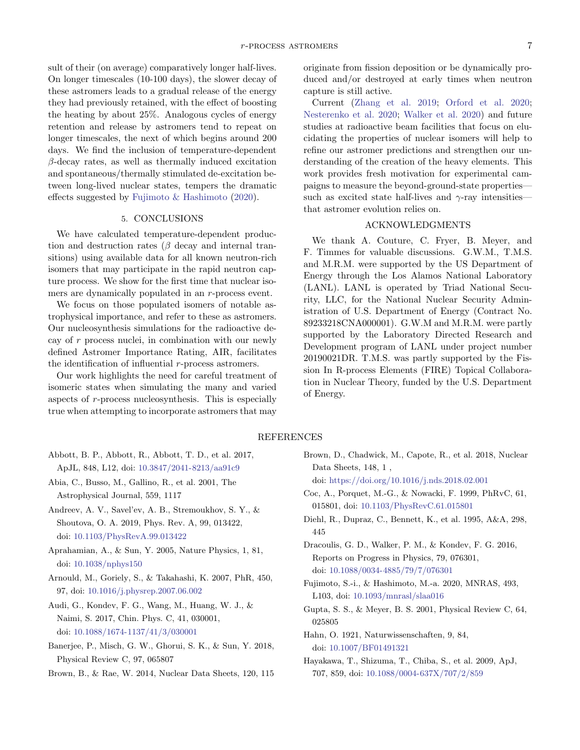sult of their (on average) comparatively longer half-lives. On longer timescales (10-100 days), the slower decay of these astromers leads to a gradual release of the energy they had previously retained, with the effect of boosting the heating by about 25%. Analogous cycles of energy retention and release by astromers tend to repeat on longer timescales, the next of which begins around 200 days. We find the inclusion of temperature-dependent $\beta$-decay rates, as well as thermally induced excitation and spontaneous/thermally stimulated de-excitation between long-lived nuclear states, tempers the dramatic effects suggested by Fujimoto & Hashimoto (2020).

## 5. CONCLUSIONS

We have calculated temperature-dependent production and destruction rates ($\beta$ decay and internal transitions) using available data for all known neutron-rich isomers that may participate in the rapid neutron capture process. We show for the first time that nuclear isomers are dynamically populated in an *r*-process event.

We focus on those populated isomers of notable astrophysical importance, and refer to these as astromers. Our nucleosynthesis simulations for the radioactive decay of *r* process nuclei, in combination with our newly defined Astromer Importance Rating, AIR, facilitates the identification of influential *r*-process astromers.

Our work highlights the need for careful treatment of isomeric states when simulating the many and varied aspects of *r*-process nucleosynthesis. This is especially true when attempting to incorporate astromers that may originate from fission deposition or be dynamically produced and/or destroyed at early times when neutron capture is still active.

Current (Zhang et al. 2019; Orford et al. 2020; Nesterenko et al. 2020; Walker et al. 2020) and future studies at radioactive beam facilities that focus on elucidating the properties of nuclear isomers will help to refine our astromer predictions and strengthen our understanding of the creation of the heavy elements. This work provides fresh motivation for experimental campaigns to measure the beyond-ground-state properties—such as excited state half-lives and $\gamma$-ray intensities—that astromer evolution relies on.

## ACKNOWLEDGMENTS

We thank A. Couture, C. Fryer, B. Meyer, and F. Timmes for valuable discussions. G.W.M., T.M.S. and M.R.M. were supported by the US Department of Energy through the Los Alamos National Laboratory (LANL). LANL is operated by Triad National Security, LLC, for the National Nuclear Security Administration of U.S. Department of Energy (Contract No. 89233218CNA000001). G.W.M and M.R.M. were partly supported by the Laboratory Directed Research and Development program of LANL under project number 20190021DR. T.M.S. was partly supported by the Fission In R-process Elements (FIRE) Topical Collaboration in Nuclear Theory, funded by the U.S. Department of Energy.

## REFERENCES

Abbott, B. P., Abbott, R., Abbott, T. D., et al. 2017, ApJL, 848, L12, doi: 10.3847/2041-8213/aa91c9

Abia, C., Busso, M., Gallino, R., et al. 2001, The Astrophysical Journal, 559, 1117

Andreev, A. V., Savel'ev, A. B., Stremoukhov, S. Y., & Shoutova, O. A. 2019, Phys. Rev. A, 99, 013422, doi: 10.1103/PhysRevA.99.013422

Aprahamian, A., & Sun, Y. 2005, Nature Physics, 1, 81, doi: 10.1038/nphys150

Arnould, M., Goriely, S., & Takahashi, K. 2007, PhR, 450, 97, doi: 10.1016/j.physrep.2007.06.002

Audi, G., Kondev, F. G., Wang, M., Huang, W. J., & Naimi, S. 2017, Chin. Phys. C, 41, 030001, doi: 10.1088/1674-1137/41/3/030001

Banerjee, P., Misch, G. W., Ghorui, S. K., & Sun, Y. 2018, Physical Review C, 97, 065807

Brown, B., & Rae, W. 2014, Nuclear Data Sheets, 120, 115

Brown, D., Chadwick, M., Capote, R., et al. 2018, Nuclear Data Sheets, 148, 1 , doi: https://doi.org/10.1016/j.nds.2018.02.001

Coc, A., Porquet, M.-G., & Nowacki, F. 1999, PhRvC, 61, 015801, doi: 10.1103/PhysRevC.61.015801

Diehl, R., Dupraz, C., Bennett, K., et al. 1995, A&A, 298, 445

Dracoulis, G. D., Walker, P. M., & Kondev, F. G. 2016, Reports on Progress in Physics, 79, 076301, doi: 10.1088/0034-4885/79/7/076301

Fujimoto, S.-i., & Hashimoto, M.-a. 2020, MNRAS, 493, L103, doi: 10.1093/mnrasl/slaa016

Gupta, S. S., & Meyer, B. S. 2001, Physical Review C, 64, 025805

Hahn, O. 1921, Naturwissenschaften, 9, 84, doi: 10.1007/BF01491321

Hayakawa, T., Shizuma, T., Chiba, S., et al. 2009, ApJ, 707, 859, doi: 10.1088/0004-637X/707/2/859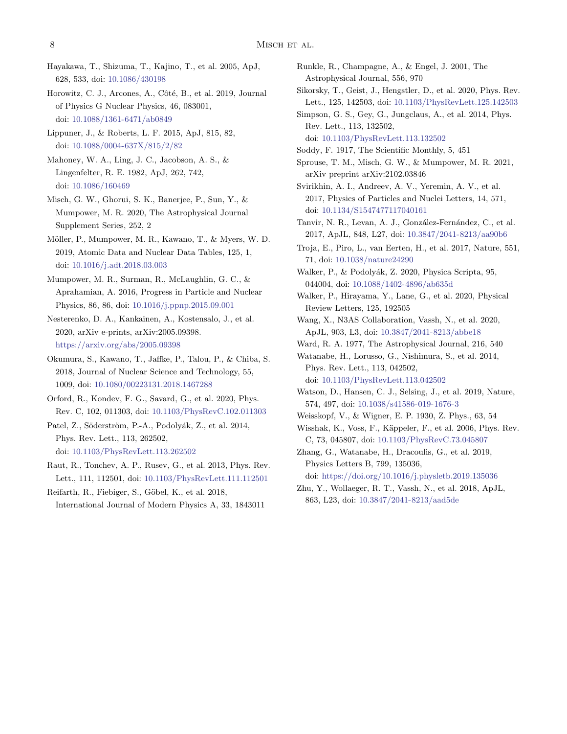Hayakawa, T., Shizuma, T., Kajino, T., et al. 2005, ApJ, 628, 533, doi: 10.1086/430198

Horowitz, C. J., Arcones, A., Côté, B., et al. 2019, Journal of Physics G Nuclear Physics, 46, 083001, doi: 10.1088/1361-6471/ab0849

Lippuner, J., & Roberts, L. F. 2015, ApJ, 815, 82, doi: 10.1088/0004-637X/815/2/82

Mahoney, W. A., Ling, J. C., Jacobson, A. S., & Lingenfelter, R. E. 1982, ApJ, 262, 742, doi: 10.1086/160469

Misch, G. W., Ghorui, S. K., Banerjee, P., Sun, Y., & Mumpower, M. R. 2020, The Astrophysical Journal Supplement Series, 252, 2

Möller, P., Mumpower, M. R., Kawano, T., & Myers, W. D. 2019, Atomic Data and Nuclear Data Tables, 125, 1, doi: 10.1016/j.adt.2018.03.003

Mumpower, M. R., Surman, R., McLaughlin, G. C., & Aprahamian, A. 2016, Progress in Particle and Nuclear Physics, 86, 86, doi: 10.1016/j.ppnp.2015.09.001

Nesterenko, D. A., Kankainen, A., Kostensalo, J., et al. 2020, arXiv e-prints, arXiv:2005.09398. https://arxiv.org/abs/2005.09398

Okumura, S., Kawano, T., Jaffke, P., Talou, P., & Chiba, S. 2018, Journal of Nuclear Science and Technology, 55, 1009, doi: 10.1080/00223131.2018.1467288

Orford, R., Kondev, F. G., Savard, G., et al. 2020, Phys. Rev. C, 102, 011303, doi: 10.1103/PhysRevC.102.011303

Patel, Z., Söderström, P.-A., Podolyák, Z., et al. 2014, Phys. Rev. Lett., 113, 262502, doi: 10.1103/PhysRevLett.113.262502

Raut, R., Tonchev, A. P., Rusev, G., et al. 2013, Phys. Rev. Lett., 111, 112501, doi: 10.1103/PhysRevLett.111.112501

Reifarth, R., Fiebiger, S., Göbel, K., et al. 2018, International Journal of Modern Physics A, 33, 1843011

Runkle, R., Champagne, A., & Engel, J. 2001, The Astrophysical Journal, 556, 970

Sikorsky, T., Geist, J., Hengstler, D., et al. 2020, Phys. Rev. Lett., 125, 142503, doi: 10.1103/PhysRevLett.125.142503

Simpson, G. S., Gey, G., Jungclaus, A., et al. 2014, Phys. Rev. Lett., 113, 132502, doi: 10.1103/PhysRevLett.113.132502

Soddy, F. 1917, The Scientific Monthly, 5, 451

Sprouse, T. M., Misch, G. W., & Mumpower, M. R. 2021, arXiv preprint arXiv:2102.03846

Svirikhin, A. I., Andreev, A. V., Yeremin, A. V., et al. 2017, Physics of Particles and Nuclei Letters, 14, 571, doi: 10.1134/S1547477117040161

Tanvir, N. R., Levan, A. J., González-Fernández, C., et al. 2017, ApJL, 848, L27, doi: 10.3847/2041-8213/aa90b6

Troja, E., Piro, L., van Eerten, H., et al. 2017, Nature, 551, 71, doi: 10.1038/nature24290

Walker, P., & Podolyák, Z. 2020, Physica Scripta, 95, 044004, doi: 10.1088/1402-4896/ab635d

Walker, P., Hirayama, Y., Lane, G., et al. 2020, Physical Review Letters, 125, 192505

Wang, X., N3AS Collaboration, Vassh, N., et al. 2020, ApJL, 903, L3, doi: 10.3847/2041-8213/abbe18

Ward, R. A. 1977, The Astrophysical Journal, 216, 540

Watanabe, H., Lorusso, G., Nishimura, S., et al. 2014, Phys. Rev. Lett., 113, 042502, doi: 10.1103/PhysRevLett.113.042502

Watson, D., Hansen, C. J., Selsing, J., et al. 2019, Nature, 574, 497, doi: 10.1038/s41586-019-1676-3

Weisskopf, V., & Wigner, E. P. 1930, Z. Phys., 63, 54

Wisshak, K., Voss, F., Käppeler, F., et al. 2006, Phys. Rev. C, 73, 045807, doi: 10.1103/PhysRevC.73.045807

Zhang, G., Watanabe, H., Dracoulis, G., et al. 2019, Physics Letters B, 799, 135036, doi: https://doi.org/10.1016/j.physletb.2019.135036

Zhu, Y., Wollaeger, R. T., Vassh, N., et al. 2018, ApJL, 863, L23, doi: 10.3847/2041-8213/aad5de